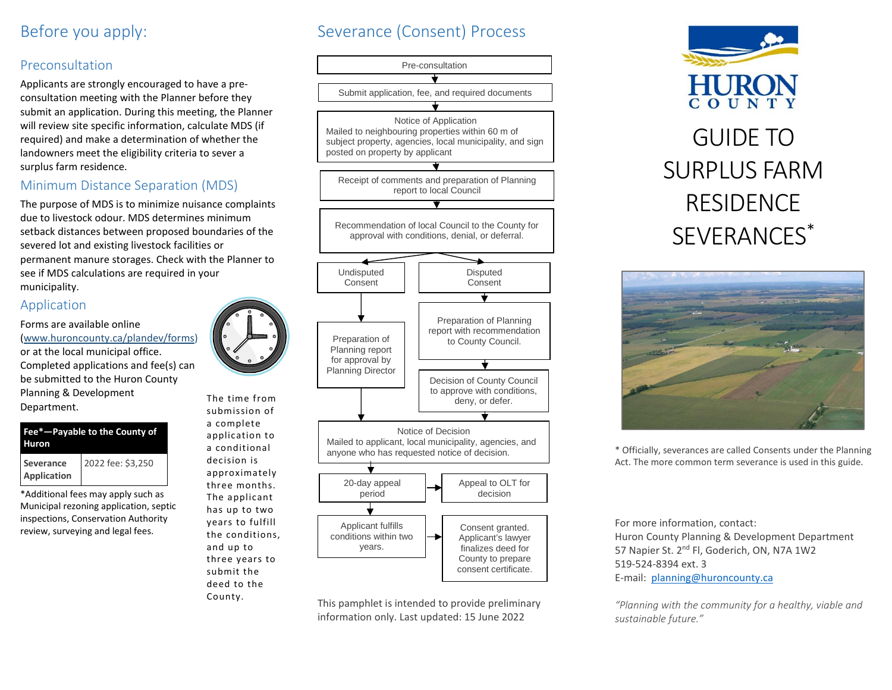# Before you apply:

## Preconsultation

Applicants are strongly encouraged to have a pre-consultation meeting with the Planner before they submit an application. During this meeting, the Planner will review site specific information, calculate MDS (if required) and make a determination of whether the landowners meet the eligibility criteria to sever a surplus farm residence.

## Minimum Distance Separation (MDS)

The purpose of MDS is to minimize nuisance complaints due to livestock odour. MDS determines minimum setback distances between proposed boundaries of the severed lot and existing livestock facilities or permanent manure storages. Check with the Planner to see if MDS calculations are required in your municipality.

## Application

Forms are available online (www.huroncounty.ca/plandev/forms) or at the local municipal office. Completed applications and fee(s) can be submitted to the Huron County Planning & Development Department.

| Fee*—Payable to the County of Huron | |
| --- | --- |
| **Severance Application** | 2022 fee: $3,250 |

*Additional fees may apply such as Municipal rezoning application, septic inspections, Conservation Authority review, surveying and legal fees.

The time from submission of a complete application to a conditional decision is approximately three months. The applicant has up to two years to fulfill the conditions, and up to three years to submit the deed to the County.

# Severance (Consent) Process

1. Pre-consultation
2. Submit application, fee, and required documents
3. Notice of Application
   Mailed to neighbouring properties within 60 m of subject property, agencies, local municipality, and sign posted on property by applicant
4. Receipt of comments and preparation of Planning report to local Council
5. Recommendation of local Council to the County for approval with conditions, denial, or deferral.
6. Two paths:
   - **Undisputed Consent** → Preparation of Planning report for approval by Planning Director
   - **Disputed Consent** → Preparation of Planning report with recommendation to County Council. → Decision of County Council to approve with conditions, deny, or defer.
7. Notice of Decision
   Mailed to applicant, local municipality, agencies, and anyone who has requested notice of decision.
8. 20-day appeal period → Appeal to OLT for decision
9. Applicant fulfills conditions within two years. → Consent granted. Applicant's lawyer finalizes deed for County to prepare consent certificate.

This pamphlet is intended to provide preliminary information only. Last updated: 15 June 2022

HURON COUNTY

# GUIDE TO SURPLUS FARM RESIDENCE SEVERANCES*

* Officially, severances are called Consents under the Planning Act. The more common term severance is used in this guide.

For more information, contact:
Huron County Planning & Development Department
57 Napier St. 2nd Fl, Goderich, ON, N7A 1W2
519-524-8394 ext. 3
E-mail: planning@huroncounty.ca

*"Planning with the community for a healthy, viable and sustainable future."*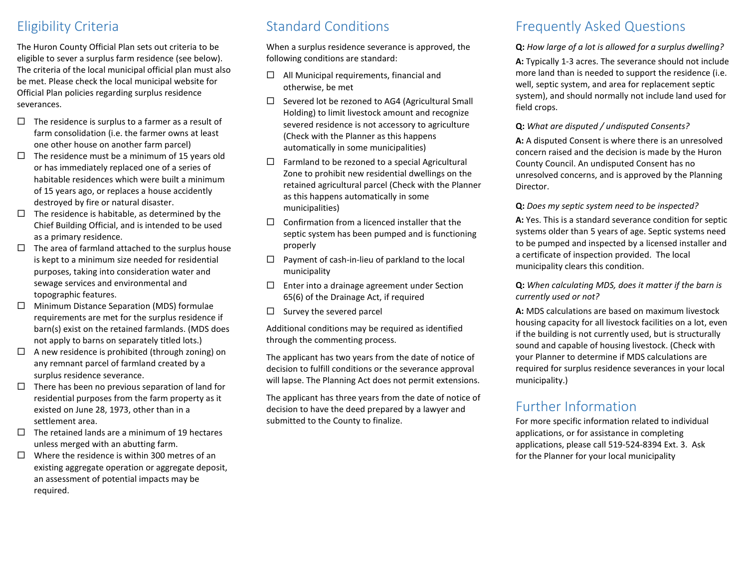## Eligibility Criteria

The Huron County Official Plan sets out criteria to be eligible to sever a surplus farm residence (see below). The criteria of the local municipal official plan must also be met. Please check the local municipal website for Official Plan policies regarding surplus residence severances.

- ☐ The residence is surplus to a farmer as a result of farm consolidation (i.e. the farmer owns at least one other house on another farm parcel)
- ☐ The residence must be a minimum of 15 years old or has immediately replaced one of a series of habitable residences which were built a minimum of 15 years ago, or replaces a house accidently destroyed by fire or natural disaster.
- ☐ The residence is habitable, as determined by the Chief Building Official, and is intended to be used as a primary residence.
- ☐ The area of farmland attached to the surplus house is kept to a minimum size needed for residential purposes, taking into consideration water and sewage services and environmental and topographic features.
- ☐ Minimum Distance Separation (MDS) formulae requirements are met for the surplus residence if barn(s) exist on the retained farmlands. (MDS does not apply to barns on separately titled lots.)
- ☐ A new residence is prohibited (through zoning) on any remnant parcel of farmland created by a surplus residence severance.
- ☐ There has been no previous separation of land for residential purposes from the farm property as it existed on June 28, 1973, other than in a settlement area.
- ☐ The retained lands are a minimum of 19 hectares unless merged with an abutting farm.
- ☐ Where the residence is within 300 metres of an existing aggregate operation or aggregate deposit, an assessment of potential impacts may be required.

## Standard Conditions

When a surplus residence severance is approved, the following conditions are standard:

- ☐ All Municipal requirements, financial and otherwise, be met
- ☐ Severed lot be rezoned to AG4 (Agricultural Small Holding) to limit livestock amount and recognize severed residence is not accessory to agriculture (Check with the Planner as this happens automatically in some municipalities)
- ☐ Farmland to be rezoned to a special Agricultural Zone to prohibit new residential dwellings on the retained agricultural parcel (Check with the Planner as this happens automatically in some municipalities)
- ☐ Confirmation from a licenced installer that the septic system has been pumped and is functioning properly
- ☐ Payment of cash-in-lieu of parkland to the local municipality
- ☐ Enter into a drainage agreement under Section 65(6) of the Drainage Act, if required
- ☐ Survey the severed parcel

Additional conditions may be required as identified through the commenting process.

The applicant has two years from the date of notice of decision to fulfill conditions or the severance approval will lapse. The Planning Act does not permit extensions.

The applicant has three years from the date of notice of decision to have the deed prepared by a lawyer and submitted to the County to finalize.

## Frequently Asked Questions

**Q:** *How large of a lot is allowed for a surplus dwelling?*

**A:** Typically 1-3 acres. The severance should not include more land than is needed to support the residence (i.e. well, septic system, and area for replacement septic system), and should normally not include land used for field crops.

**Q:** *What are disputed / undisputed Consents?*

**A:** A disputed Consent is where there is an unresolved concern raised and the decision is made by the Huron County Council. An undisputed Consent has no unresolved concerns, and is approved by the Planning Director.

**Q:** *Does my septic system need to be inspected?*

**A:** Yes. This is a standard severance condition for septic systems older than 5 years of age. Septic systems need to be pumped and inspected by a licensed installer and a certificate of inspection provided. The local municipality clears this condition.

**Q:** *When calculating MDS, does it matter if the barn is currently used or not?*

**A:** MDS calculations are based on maximum livestock housing capacity for all livestock facilities on a lot, even if the building is not currently used, but is structurally sound and capable of housing livestock. (Check with your Planner to determine if MDS calculations are required for surplus residence severances in your local municipality.)

## Further Information

For more specific information related to individual applications, or for assistance in completing applications, please call 519-524-8394 Ext. 3. Ask for the Planner for your local municipality